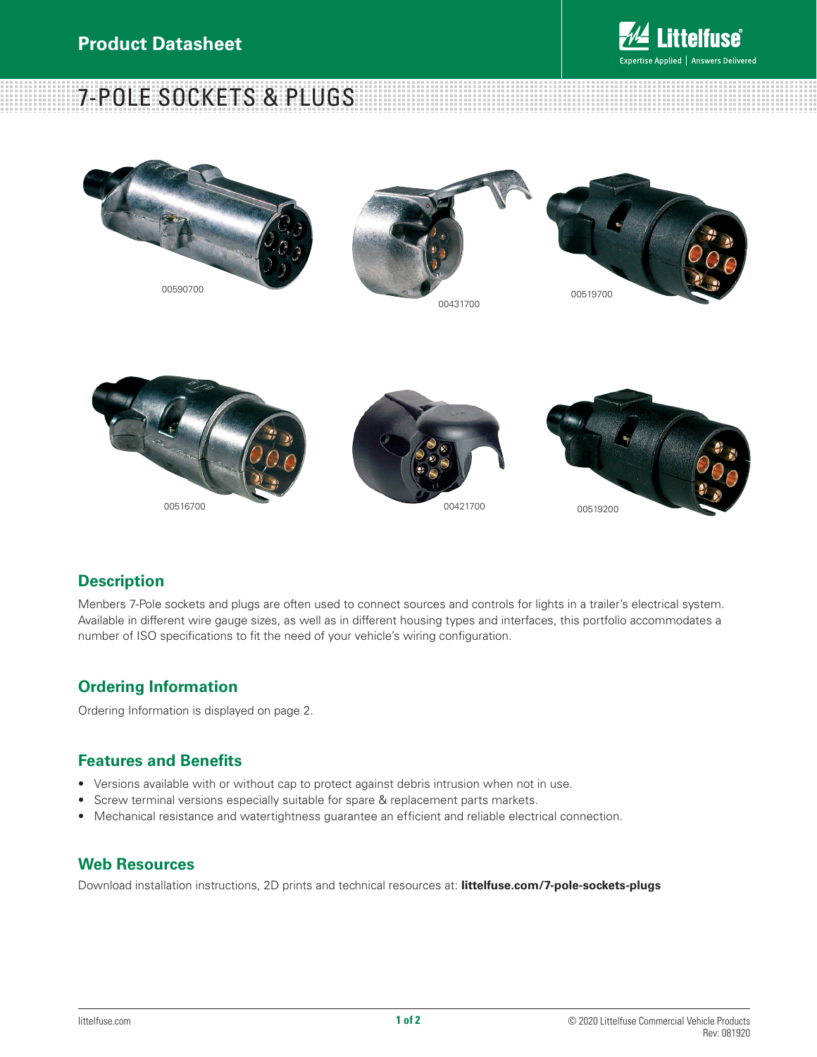# 7-POLE SOCKETS & PLUGS

00590700

00431700

00519700

00516700

00421700

00519200

## Description

Menbers 7-Pole sockets and plugs are often used to connect sources and controls for lights in a trailer's electrical system. Available in different wire gauge sizes, as well as in different housing types and interfaces, this portfolio accommodates a number of ISO specifications to fit the need of your vehicle's wiring configuration.

## Ordering Information

Ordering Information is displayed on page 2.

## Features and Benefits

- Versions available with or without cap to protect against debris intrusion when not in use.
- Screw terminal versions especially suitable for spare & replacement parts markets.
- Mechanical resistance and watertightness guarantee an efficient and reliable electrical connection.

## Web Resources

Download installation instructions, 2D prints and technical resources at: **littelfuse.com/7-pole-sockets-plugs**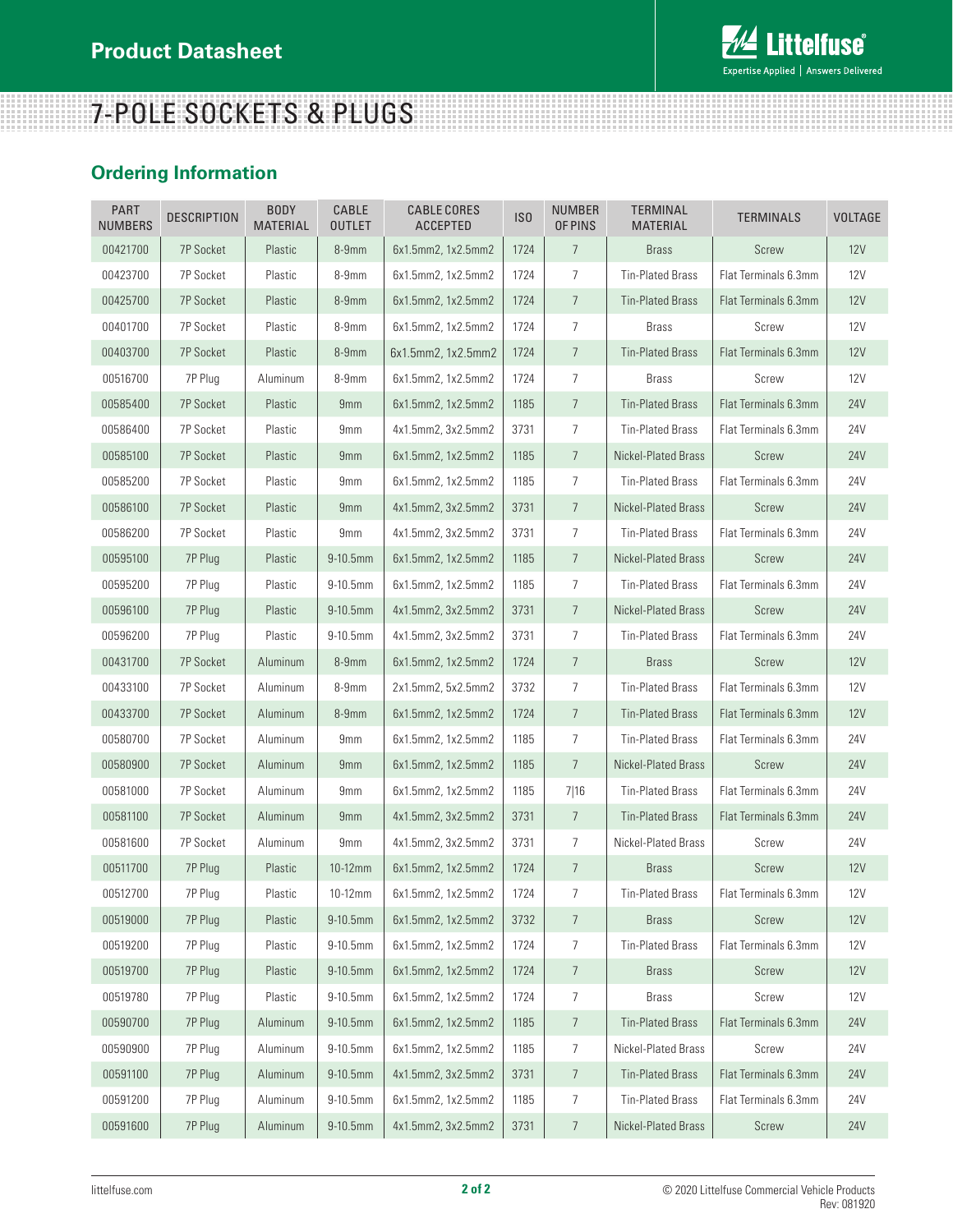# 7-POLE SOCKETS & PLUGS

## Ordering Information

| PART NUMBERS | DESCRIPTION | BODY MATERIAL | CABLE OUTLET | CABLE CORES ACCEPTED | ISO | NUMBER OF PINS | TERMINAL MATERIAL | TERMINALS | VOLTAGE |
|---|---|---|---|---|---|---|---|---|---|
| 00421700 | 7P Socket | Plastic | 8-9mm | 6x1.5mm2, 1x2.5mm2 | 1724 | 7 | Brass | Screw | 12V |
| 00423700 | 7P Socket | Plastic | 8-9mm | 6x1.5mm2, 1x2.5mm2 | 1724 | 7 | Tin-Plated Brass | Flat Terminals 6.3mm | 12V |
| 00425700 | 7P Socket | Plastic | 8-9mm | 6x1.5mm2, 1x2.5mm2 | 1724 | 7 | Tin-Plated Brass | Flat Terminals 6.3mm | 12V |
| 00401700 | 7P Socket | Plastic | 8-9mm | 6x1.5mm2, 1x2.5mm2 | 1724 | 7 | Brass | Screw | 12V |
| 00403700 | 7P Socket | Plastic | 8-9mm | 6x1.5mm2, 1x2.5mm2 | 1724 | 7 | Tin-Plated Brass | Flat Terminals 6.3mm | 12V |
| 00516700 | 7P Plug | Aluminum | 8-9mm | 6x1.5mm2, 1x2.5mm2 | 1724 | 7 | Brass | Screw | 12V |
| 00585400 | 7P Socket | Plastic | 9mm | 6x1.5mm2, 1x2.5mm2 | 1185 | 7 | Tin-Plated Brass | Flat Terminals 6.3mm | 24V |
| 00586400 | 7P Socket | Plastic | 9mm | 4x1.5mm2, 3x2.5mm2 | 3731 | 7 | Tin-Plated Brass | Flat Terminals 6.3mm | 24V |
| 00585100 | 7P Socket | Plastic | 9mm | 6x1.5mm2, 1x2.5mm2 | 1185 | 7 | Nickel-Plated Brass | Screw | 24V |
| 00585200 | 7P Socket | Plastic | 9mm | 6x1.5mm2, 1x2.5mm2 | 1185 | 7 | Tin-Plated Brass | Flat Terminals 6.3mm | 24V |
| 00586100 | 7P Socket | Plastic | 9mm | 4x1.5mm2, 3x2.5mm2 | 3731 | 7 | Nickel-Plated Brass | Screw | 24V |
| 00586200 | 7P Socket | Plastic | 9mm | 4x1.5mm2, 3x2.5mm2 | 3731 | 7 | Tin-Plated Brass | Flat Terminals 6.3mm | 24V |
| 00595100 | 7P Plug | Plastic | 9-10.5mm | 6x1.5mm2, 1x2.5mm2 | 1185 | 7 | Nickel-Plated Brass | Screw | 24V |
| 00595200 | 7P Plug | Plastic | 9-10.5mm | 6x1.5mm2, 1x2.5mm2 | 1185 | 7 | Tin-Plated Brass | Flat Terminals 6.3mm | 24V |
| 00596100 | 7P Plug | Plastic | 9-10.5mm | 4x1.5mm2, 3x2.5mm2 | 3731 | 7 | Nickel-Plated Brass | Screw | 24V |
| 00596200 | 7P Plug | Plastic | 9-10.5mm | 4x1.5mm2, 3x2.5mm2 | 3731 | 7 | Tin-Plated Brass | Flat Terminals 6.3mm | 24V |
| 00431700 | 7P Socket | Aluminum | 8-9mm | 6x1.5mm2, 1x2.5mm2 | 1724 | 7 | Brass | Screw | 12V |
| 00433100 | 7P Socket | Aluminum | 8-9mm | 2x1.5mm2, 5x2.5mm2 | 3732 | 7 | Tin-Plated Brass | Flat Terminals 6.3mm | 12V |
| 00433700 | 7P Socket | Aluminum | 8-9mm | 6x1.5mm2, 1x2.5mm2 | 1724 | 7 | Tin-Plated Brass | Flat Terminals 6.3mm | 12V |
| 00580700 | 7P Socket | Aluminum | 9mm | 6x1.5mm2, 1x2.5mm2 | 1185 | 7 | Tin-Plated Brass | Flat Terminals 6.3mm | 24V |
| 00580900 | 7P Socket | Aluminum | 9mm | 6x1.5mm2, 1x2.5mm2 | 1185 | 7 | Nickel-Plated Brass | Screw | 24V |
| 00581000 | 7P Socket | Aluminum | 9mm | 6x1.5mm2, 1x2.5mm2 | 1185 | 7\|16 | Tin-Plated Brass | Flat Terminals 6.3mm | 24V |
| 00581100 | 7P Socket | Aluminum | 9mm | 4x1.5mm2, 3x2.5mm2 | 3731 | 7 | Tin-Plated Brass | Flat Terminals 6.3mm | 24V |
| 00581600 | 7P Socket | Aluminum | 9mm | 4x1.5mm2, 3x2.5mm2 | 3731 | 7 | Nickel-Plated Brass | Screw | 24V |
| 00511700 | 7P Plug | Plastic | 10-12mm | 6x1.5mm2, 1x2.5mm2 | 1724 | 7 | Brass | Screw | 12V |
| 00512700 | 7P Plug | Plastic | 10-12mm | 6x1.5mm2, 1x2.5mm2 | 1724 | 7 | Tin-Plated Brass | Flat Terminals 6.3mm | 12V |
| 00519000 | 7P Plug | Plastic | 9-10.5mm | 6x1.5mm2, 1x2.5mm2 | 3732 | 7 | Brass | Screw | 12V |
| 00519200 | 7P Plug | Plastic | 9-10.5mm | 6x1.5mm2, 1x2.5mm2 | 1724 | 7 | Tin-Plated Brass | Flat Terminals 6.3mm | 12V |
| 00519700 | 7P Plug | Plastic | 9-10.5mm | 6x1.5mm2, 1x2.5mm2 | 1724 | 7 | Brass | Screw | 12V |
| 00519780 | 7P Plug | Plastic | 9-10.5mm | 6x1.5mm2, 1x2.5mm2 | 1724 | 7 | Brass | Screw | 12V |
| 00590700 | 7P Plug | Aluminum | 9-10.5mm | 6x1.5mm2, 1x2.5mm2 | 1185 | 7 | Tin-Plated Brass | Flat Terminals 6.3mm | 24V |
| 00590900 | 7P Plug | Aluminum | 9-10.5mm | 6x1.5mm2, 1x2.5mm2 | 1185 | 7 | Nickel-Plated Brass | Screw | 24V |
| 00591100 | 7P Plug | Aluminum | 9-10.5mm | 4x1.5mm2, 3x2.5mm2 | 3731 | 7 | Tin-Plated Brass | Flat Terminals 6.3mm | 24V |
| 00591200 | 7P Plug | Aluminum | 9-10.5mm | 6x1.5mm2, 1x2.5mm2 | 1185 | 7 | Tin-Plated Brass | Flat Terminals 6.3mm | 24V |
| 00591600 | 7P Plug | Aluminum | 9-10.5mm | 4x1.5mm2, 3x2.5mm2 | 3731 | 7 | Nickel-Plated Brass | Screw | 24V |

© 2020 Littelfuse Commercial Vehicle Products
Rev: 081920